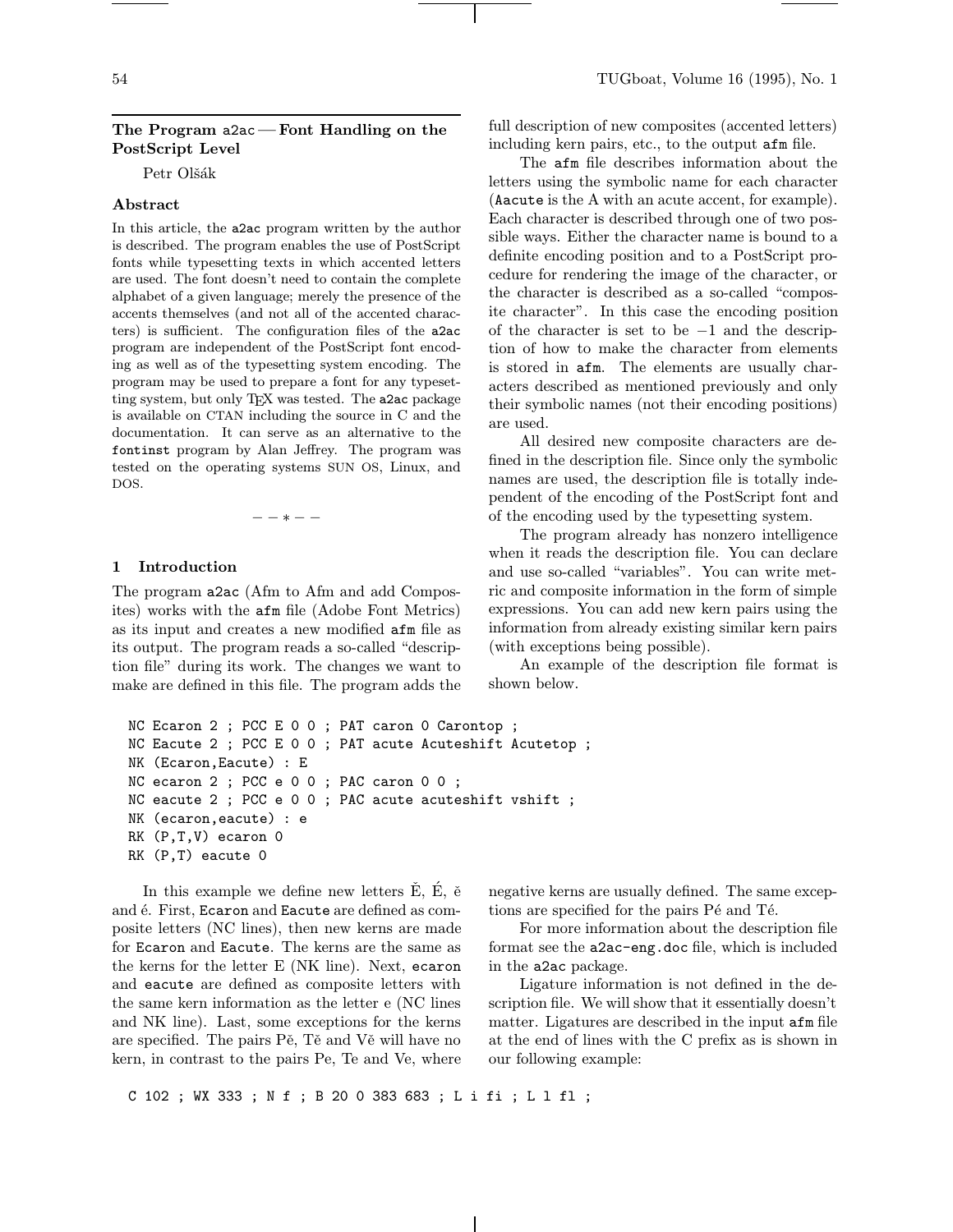## The Program a2ac — Font Handling on the PostScript Level

Petr Olšák

### Abstract

In this article, the a2ac program written by the author is described. The program enables the use of PostScript fonts while typesetting texts in which accented letters are used. The font doesn't need to contain the complete alphabet of a given language; merely the presence of the accents themselves (and not all of the accented characters) is sufficient. The configuration files of the a2ac program are independent of the PostScript font encoding as well as of the typesetting system encoding. The program may be used to prepare a font for any typesetting system, but only TeX was tested. The a2ac package is available on CTAN including the source in C and the documentation. It can serve as an alternative to the fontinst program by Alan Jeffrey. The program was tested on the operating systems SUN OS, Linux, and DOS.

— — * — —

### 1 Introduction

The program a2ac (Afm to Afm and add Composites) works with the afm file (Adobe Font Metrics) as its input and creates a new modified afm file as its output. The program reads a so-called "description file" during its work. The changes we want to make are defined in this file. The program adds the full description of new composites (accented letters) including kern pairs, etc., to the output afm file.

The afm file describes information about the letters using the symbolic name for each character (Aacute is the A with an acute accent, for example). Each character is described through one of two possible ways. Either the character name is bound to a definite encoding position and to a PostScript procedure for rendering the image of the character, or the character is described as a so-called "composite character". In this case the encoding position of the character is set to be −1 and the description of how to make the character from elements is stored in afm. The elements are usually characters described as mentioned previously and only their symbolic names (not their encoding positions) are used.

All desired new composite characters are defined in the description file. Since only the symbolic names are used, the description file is totally independent of the encoding of the PostScript font and of the encoding used by the typesetting system.

The program already has nonzero intelligence when it reads the description file. You can declare and use so-called "variables". You can write metric and composite information in the form of simple expressions. You can add new kern pairs using the information from already existing similar kern pairs (with exceptions being possible).

An example of the description file format is shown below.

```
NC Ecaron 2 ; PCC E 0 0 ; PAT caron 0 Carontop ;
NC Eacute 2 ; PCC E 0 0 ; PAT acute Acuteshift Acutetop ;
NK (Ecaron,Eacute) : E
NC ecaron 2 ; PCC e 0 0 ; PAC caron 0 0 ;
NC eacute 2 ; PCC e 0 0 ; PAC acute acuteshift vshift ;
NK (ecaron,eacute) : e
RK (P,T,V) ecaron 0
RK (P,T) eacute 0
```

In this example we define new letters Ě, É, ě and é. First, Ecaron and Eacute are defined as composite letters (NC lines), then new kerns are made for Ecaron and Eacute. The kerns are the same as the kerns for the letter E (NK line). Next, ecaron and eacute are defined as composite letters with the same kern information as the letter e (NC lines and NK line). Last, some exceptions for the kerns are specified. The pairs Pě, Tě and Vě will have no kern, in contrast to the pairs Pe, Te and Ve, where negative kerns are usually defined. The same exceptions are specified for the pairs Pé and Té.

For more information about the description file format see the a2ac-eng.doc file, which is included in the a2ac package.

Ligature information is not defined in the description file. We will show that it essentially doesn't matter. Ligatures are described in the input afm file at the end of lines with the C prefix as is shown in our following example:

```
C 102 ; WX 333 ; N f ; B 20 0 383 683 ; L i fi ; L l fl ;
```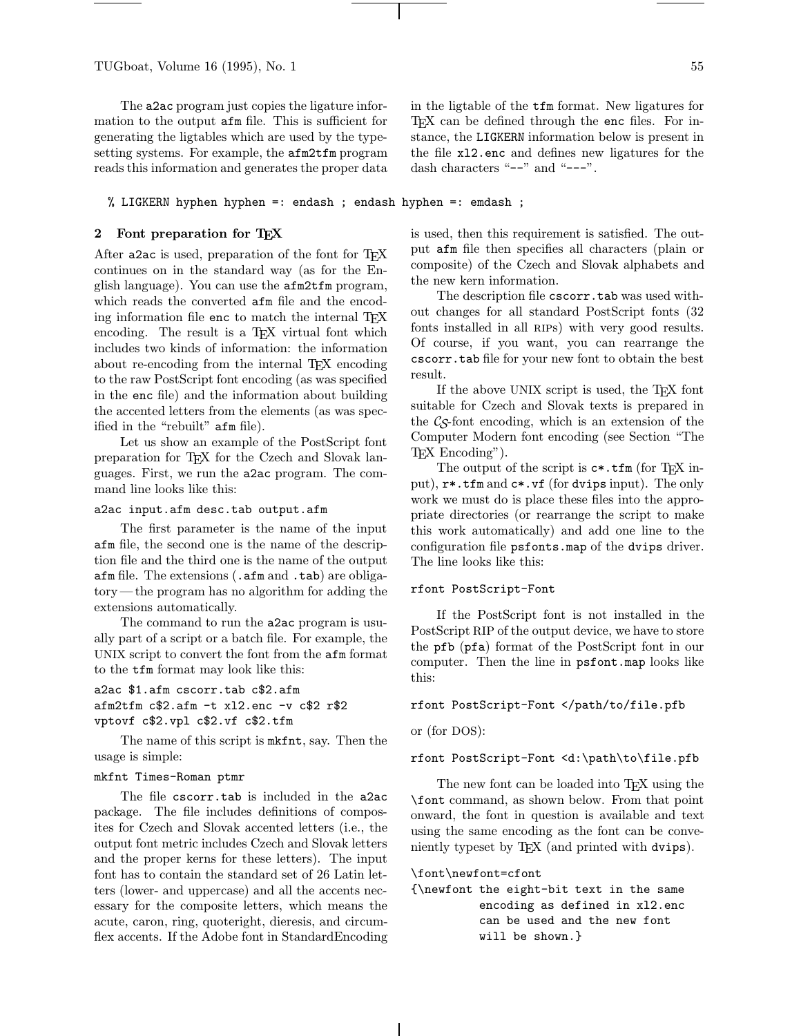The a2ac program just copies the ligature information to the output afm file. This is sufficient for generating the ligtables which are used by the typesetting systems. For example, the afm2tfm program reads this information and generates the proper data in the ligtable of the tfm format. New ligatures for TeX can be defined through the enc files. For instance, the LIGKERN information below is present in the file xl2.enc and defines new ligatures for the dash characters "--" and "---".

```
% LIGKERN hyphen hyphen =: endash ; endash hyphen =: emdash ;
```

## 2 Font preparation for TeX

After a2ac is used, preparation of the font for TeX continues on in the standard way (as for the English language). You can use the afm2tfm program, which reads the converted afm file and the encoding information file enc to match the internal TeX encoding. The result is a TeX virtual font which includes two kinds of information: the information about re-encoding from the internal TeX encoding to the raw PostScript font encoding (as was specified in the enc file) and the information about building the accented letters from the elements (as was specified in the "rebuilt" afm file).

Let us show an example of the PostScript font preparation for TeX for the Czech and Slovak languages. First, we run the a2ac program. The command line looks like this:

```
a2ac input.afm desc.tab output.afm
```

The first parameter is the name of the input afm file, the second one is the name of the description file and the third one is the name of the output afm file. The extensions (.afm and .tab) are obligatory — the program has no algorithm for adding the extensions automatically.

The command to run the a2ac program is usually part of a script or a batch file. For example, the UNIX script to convert the font from the afm format to the tfm format may look like this:

```
a2ac $1.afm cscorr.tab c$2.afm
afm2tfm c$2.afm -t xl2.enc -v c$2 r$2
vptovf c$2.vpl c$2.vf c$2.tfm
```

The name of this script is mkfnt, say. Then the usage is simple:

```
mkfnt Times-Roman ptmr
```

The file cscorr.tab is included in the a2ac package. The file includes definitions of composites for Czech and Slovak accented letters (i.e., the output font metric includes Czech and Slovak letters and the proper kerns for these letters). The input font has to contain the standard set of 26 Latin letters (lower- and uppercase) and all the accents necessary for the composite letters, which means the acute, caron, ring, quoteright, dieresis, and circumflex accents. If the Adobe font in StandardEncoding is used, then this requirement is satisfied. The output afm file then specifies all characters (plain or composite) of the Czech and Slovak alphabets and the new kern information.

The description file cscorr.tab was used without changes for all standard PostScript fonts (32 fonts installed in all RIPs) with very good results. Of course, if you want, you can rearrange the cscorr.tab file for your new font to obtain the best result.

If the above UNIX script is used, the TeX font suitable for Czech and Slovak texts is prepared in the $\mathcal{CS}$-font encoding, which is an extension of the Computer Modern font encoding (see Section "The TeX Encoding").

The output of the script is c*.tfm (for TeX input), r*.tfm and c*.vf (for dvips input). The only work we must do is place these files into the appropriate directories (or rearrange the script to make this work automatically) and add one line to the configuration file psfonts.map of the dvips driver. The line looks like this:

```
rfont PostScript-Font
```

If the PostScript font is not installed in the PostScript RIP of the output device, we have to store the pfb (pfa) format of the PostScript font in our computer. Then the line in psfont.map looks like this:

```
rfont PostScript-Font </path/to/file.pfb
```

or (for DOS):

```
rfont PostScript-Font <d:\path\to\file.pfb
```

The new font can be loaded into TeX using the \font command, as shown below. From that point onward, the font in question is available and text using the same encoding as the font can be conveniently typeset by TeX (and printed with dvips).

```
\font\newfont=cfont
{\newfont the eight-bit text in the same
         encoding as defined in xl2.enc
         can be used and the new font
         will be shown.}
```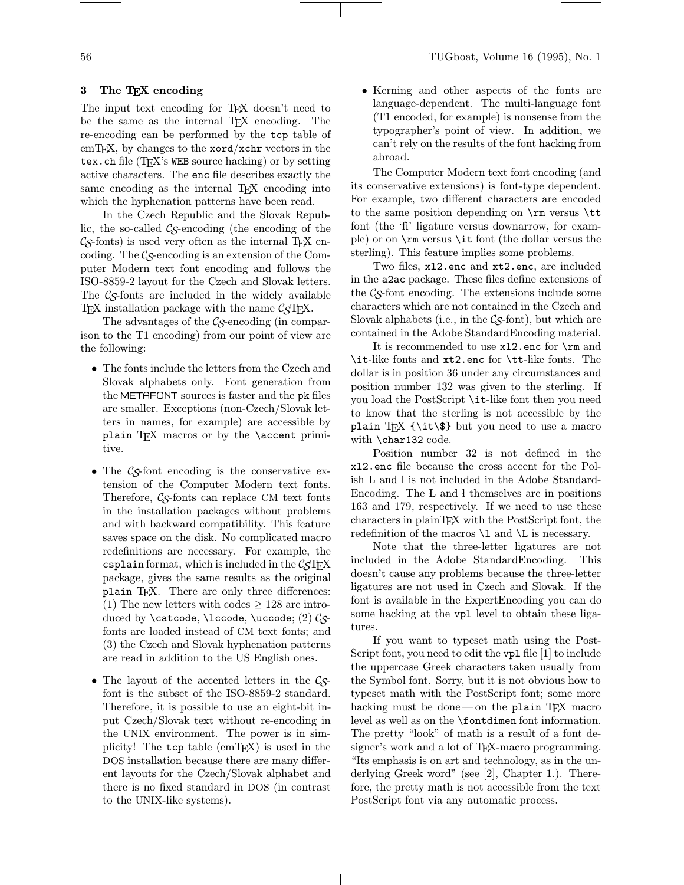## 3 The TEX encoding

The input text encoding for TEX doesn't need to be the same as the internal TEX encoding. The re-encoding can be performed by the `tcp` table of emTEX, by changes to the `xord`/`xchr` vectors in the `tex.ch` file (TEX's WEB source hacking) or by setting active characters. The `enc` file describes exactly the same encoding as the internal TEX encoding into which the hyphenation patterns have been read.

In the Czech Republic and the Slovak Republic, the so-called CS-encoding (the encoding of the CS-fonts) is used very often as the internal TEX encoding. The CS-encoding is an extension of the Computer Modern text font encoding and follows the ISO-8859-2 layout for the Czech and Slovak letters. The CS-fonts are included in the widely available TEX installation package with the name CSTEX.

The advantages of the CS-encoding (in comparison to the T1 encoding) from our point of view are the following:

- The fonts include the letters from the Czech and Slovak alphabets only. Font generation from the METAFONT sources is faster and the `pk` files are smaller. Exceptions (non-Czech/Slovak letters in names, for example) are accessible by `plain` TEX macros or by the `\accent` primitive.

- The CS-font encoding is the conservative extension of the Computer Modern text fonts. Therefore, CS-fonts can replace CM text fonts in the installation packages without problems and with backward compatibility. This feature saves space on the disk. No complicated macro redefinitions are necessary. For example, the `csplain` format, which is included in the CSTEX package, gives the same results as the original `plain` TEX. There are only three differences: (1) The new letters with codes $\geq 128$ are introduced by `\catcode`, `\lccode`, `\uccode`; (2) CS-fonts are loaded instead of CM text fonts; and (3) the Czech and Slovak hyphenation patterns are read in addition to the US English ones.

- The layout of the accented letters in the CS-font is the subset of the ISO-8859-2 standard. Therefore, it is possible to use an eight-bit input Czech/Slovak text without re-encoding in the UNIX environment. The power is in simplicity! The `tcp` table (emTEX) is used in the DOS installation because there are many different layouts for the Czech/Slovak alphabet and there is no fixed standard in DOS (in contrast to the UNIX-like systems).

- Kerning and other aspects of the fonts are language-dependent. The multi-language font (T1 encoded, for example) is nonsense from the typographer's point of view. In addition, we can't rely on the results of the font hacking from abroad.

The Computer Modern text font encoding (and its conservative extensions) is font-type dependent. For example, two different characters are encoded to the same position depending on `\rm` versus `\tt` font (the 'fi' ligature versus downarrow, for example) or on `\rm` versus `\it` font (the dollar versus the sterling). This feature implies some problems.

Two files, `xl2.enc` and `xt2.enc`, are included in the `a2ac` package. These files define extensions of the CS-font encoding. The extensions include some characters which are not contained in the Czech and Slovak alphabets (i.e., in the CS-font), but which are contained in the Adobe StandardEncoding material.

It is recommended to use `xl2.enc` for `\rm` and `\it`-like fonts and `xt2.enc` for `\tt`-like fonts. The dollar is in position 36 under any circumstances and position number 132 was given to the sterling. If you load the PostScript `\it`-like font then you need to know that the sterling is not accessible by the `plain` TEX `{\it\$}` but you need to use a macro with `\char132` code.

Position number 32 is not defined in the `xl2.enc` file because the cross accent for the Polish L and l is not included in the Adobe StandardEncoding. The Ł and ł themselves are in positions 163 and 179, respectively. If we need to use these characters in plainTEX with the PostScript font, the redefinition of the macros `\l` and `\L` is necessary.

Note that the three-letter ligatures are not included in the Adobe StandardEncoding. This doesn't cause any problems because the three-letter ligatures are not used in Czech and Slovak. If the font is available in the ExpertEncoding you can do some hacking at the `vpl` level to obtain these ligatures.

If you want to typeset math using the PostScript font, you need to edit the `vpl` file [1] to include the uppercase Greek characters taken usually from the Symbol font. Sorry, but it is not obvious how to typeset math with the PostScript font; some more hacking must be done — on the `plain` TEX macro level as well as on the `\fontdimen` font information. The pretty "look" of math is a result of a font designer's work and a lot of TEX-macro programming. "Its emphasis is on art and technology, as in the underlying Greek word" (see [2], Chapter 1.). Therefore, the pretty math is not accessible from the text PostScript font via any automatic process.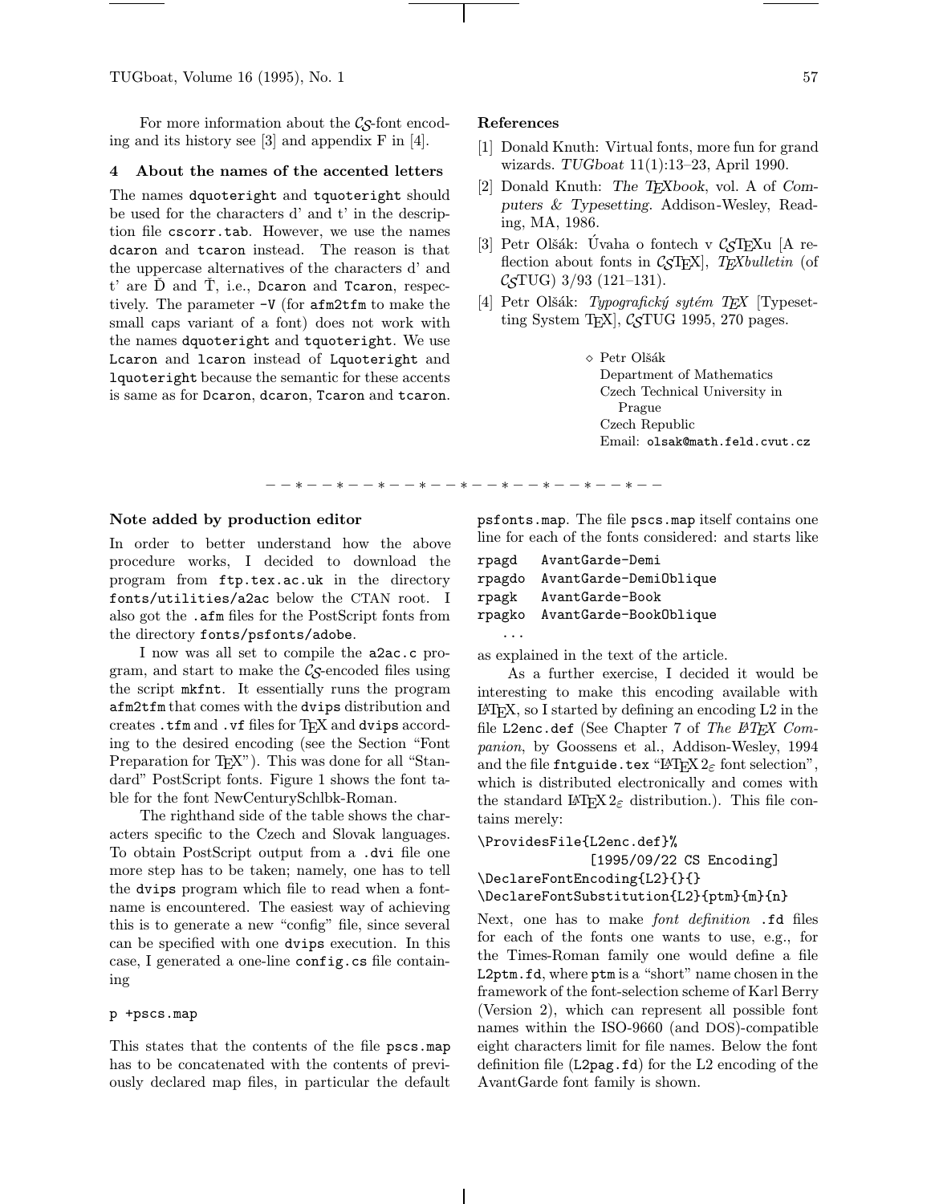For more information about the $\mathcal{CS}$-font encoding and its history see [3] and appendix F in [4].

### 4 About the names of the accented letters

The names `dquoteright` and `tquoteright` should be used for the characters d' and t' in the description file `cscorr.tab`. However, we use the names `dcaron` and `tcaron` instead. The reason is that the uppercase alternatives of the characters d' and t' are Ď and Ť, i.e., `Dcaron` and `Tcaron`, respectively. The parameter `-V` (for `afm2tfm` to make the small caps variant of a font) does not work with the names `dquoteright` and `tquoteright`. We use `Lcaron` and `lcaron` instead of `Lquoteright` and `lquoteright` because the semantic for these accents is same as for `Dcaron`, `dcaron`, `Tcaron` and `tcaron`.

### References

[1] Donald Knuth: Virtual fonts, more fun for grand wizards. *TUGboat* 11(1):13–23, April 1990.

[2] Donald Knuth: *The TEXbook*, vol. A of *Computers & Typesetting*. Addison-Wesley, Reading, MA, 1986.

[3] Petr Olšák: Úvaha o fontech v $\mathcal{CS}$TEXu [A reflection about fonts in $\mathcal{CS}$TEX], *TEXbulletin* (of $\mathcal{CS}$TUG) 3/93 (121–131).

[4] Petr Olšák: *Typografický sytém TEX* [Typesetting System TEX], $\mathcal{CS}$TUG 1995, 270 pages.

◇ Petr Olšák
Department of Mathematics
Czech Technical University in Prague
Czech Republic
Email: `olsak@math.feld.cvut.cz`

– – * – – * – – * – – * – – * – – * – – * – – * – –

### Note added by production editor

In order to better understand how the above procedure works, I decided to download the program from `ftp.tex.ac.uk` in the directory `fonts/utilities/a2ac` below the CTAN root. I also got the `.afm` files for the PostScript fonts from the directory `fonts/psfonts/adobe`.

I now was all set to compile the `a2ac.c` program, and start to make the $\mathcal{CS}$-encoded files using the script `mkfnt`. It essentially runs the program `afm2tfm` that comes with the `dvips` distribution and creates `.tfm` and `.vf` files for TEX and `dvips` according to the desired encoding (see the Section "Font Preparation for TEX"). This was done for all "Standard" PostScript fonts. Figure 1 shows the font table for the font NewCenturySchlbk-Roman.

The righthand side of the table shows the characters specific to the Czech and Slovak languages. To obtain PostScript output from a `.dvi` file one more step has to be taken; namely, one has to tell the `dvips` program which file to read when a fontname is encountered. The easiest way of achieving this is to generate a new "config" file, since several can be specified with one `dvips` execution. In this case, I generated a one-line `config.cs` file containing

```
p +pscs.map
```

This states that the contents of the file `pscs.map` has to be concatenated with the contents of previously declared map files, in particular the default `psfonts.map`. The file `pscs.map` itself contains one line for each of the fonts considered: and starts like

```
rpagd   AvantGarde-Demi
rpagdo  AvantGarde-DemiOblique
rpagk   AvantGarde-Book
rpagko  AvantGarde-BookOblique
  ...
```

as explained in the text of the article.

As a further exercise, I decided it would be interesting to make this encoding available with LATEX, so I started by defining an encoding L2 in the file `L2enc.def` (See Chapter 7 of *The LATEX Companion*, by Goossens et al., Addison-Wesley, 1994 and the file `fntguide.tex` "LATEX $2_\varepsilon$ font selection", which is distributed electronically and comes with the standard LATEX $2_\varepsilon$ distribution.). This file contains merely:

```
\ProvidesFile{L2enc.def}%
            [1995/09/22 CS Encoding]
\DeclareFontEncoding{L2}{}{}
\DeclareFontSubstitution{L2}{ptm}{m}{n}
```

Next, one has to make *font definition* `.fd` files for each of the fonts one wants to use, e.g., for the Times-Roman family one would define a file `L2ptm.fd`, where `ptm` is a "short" name chosen in the framework of the font-selection scheme of Karl Berry (Version 2), which can represent all possible font names within the ISO-9660 (and DOS)-compatible eight characters limit for file names. Below the font definition file (`L2pag.fd`) for the L2 encoding of the AvantGarde font family is shown.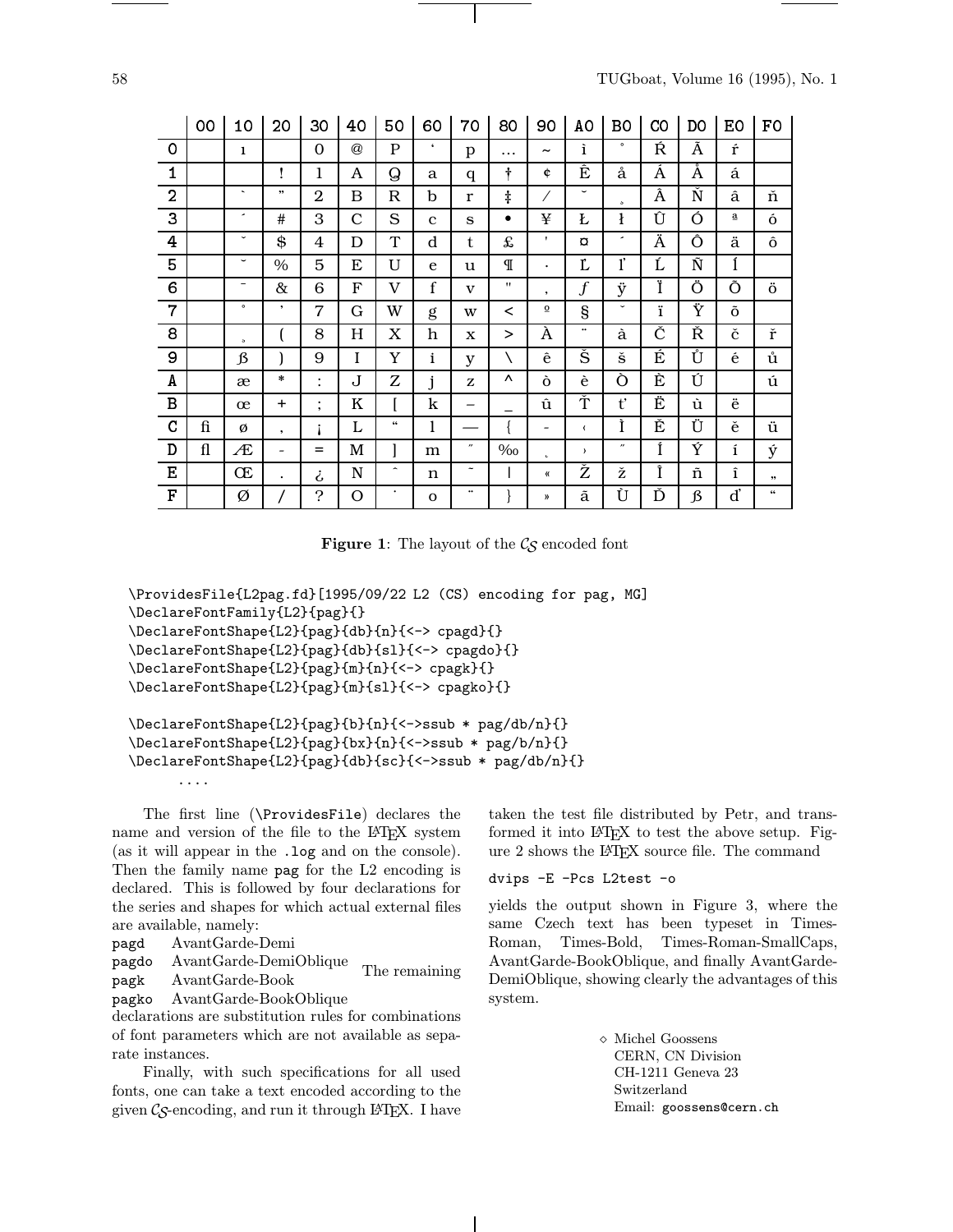| | 00 | 10 | 20 | 30 | 40 | 50 | 60 | 70 | 80 | 90 | A0 | B0 | C0 | D0 | E0 | F0 |
|---|---|---|---|---|---|---|---|---|---|---|---|---|---|---|---|---|
| 0 | | ı | | 0 | @ | P | ‘ | p | … | ~ | ì | ° | Ŕ | Ã | ŕ | |
| 1 | | | ! | 1 | A | Q | a | q | † | ¢ | Ê | å | Á | Å | á | |
| 2 | | ` | " | 2 | B | R | b | r | ‡ | / | ˘ | ˛ | Â | Ň | â | ň |
| 3 | | ´ | # | 3 | C | S | c | s | • | ¥ | Ł | ł | Û | Ó | ª | ó |
| 4 | | ˇ | $ | 4 | D | T | d | t | £ | ' | ¤ | ´ | Ä | Ô | ä | ô |
| 5 | | ˘ | % | 5 | E | U | e | u | ¶ | · | Ľ | ľ | Ĺ | Ñ | Í | |
| 6 | | ¯ | & | 6 | F | V | f | v | " | , | ƒ | ÿ | Ï | Ö | Õ | ö |
| 7 | | ˚ | ’ | 7 | G | W | g | w | < | º | § | ˇ | ï | Ÿ | õ | |
| 8 | | ¸ | ( | 8 | H | X | h | x | > | À | ¨ | à | Č | Ř | č | ř |
| 9 | | ß | ) | 9 | I | Y | i | y | \ | ê | Š | š | É | Ů | é | ů |
| A | | æ | * | : | J | Z | j | z | ^ | ò | è | Ò | È | Ú | | ú |
| B | | œ | + | ; | K | [ | k | – | _ | û | Ť | ť | Ë | ù | ë | |
| C | ﬁ | ø | , | ¡ | L | “ | l | — | { | - | ‹ | Ì | Ě | Ü | ě | ü |
| D | ﬂ | Æ | - | = | M | ] | m | ˝ | ‰ | ˛ | › | ˝ | Í | Ý | í | ý |
| E | | Œ | . | ¿ | N | ˆ | n | ˜ | \| | « | Ž | ž | Î | ñ | î | „ |
| F | | Ø | / | ? | O | ˙ | o | ¨ | } | » | ã | Ù | Ď | ß | ď | “ |

**Figure 1**: The layout of the $\mathcal{CS}$ encoded font

```
\ProvidesFile{L2pag.fd}[1995/09/22 L2 (CS) encoding for pag, MG]
\DeclareFontFamily{L2}{pag}{}
\DeclareFontShape{L2}{pag}{db}{n}{<-> cpagd}{}
\DeclareFontShape{L2}{pag}{db}{sl}{<-> cpagdo}{}
\DeclareFontShape{L2}{pag}{m}{n}{<-> cpagk}{}
\DeclareFontShape{L2}{pag}{m}{sl}{<-> cpagko}{}

\DeclareFontShape{L2}{pag}{b}{n}{<->ssub * pag/db/n}{}
\DeclareFontShape{L2}{pag}{bx}{n}{<->ssub * pag/b/n}{}
\DeclareFontShape{L2}{pag}{db}{sc}{<->ssub * pag/db/n}{}
    ....
```

The first line (`\ProvidesFile`) declares the name and version of the file to the LaTeX system (as it will appear in the `.log` and on the console). Then the family name `pag` for the L2 encoding is declared. This is followed by four declarations for the series and shapes for which actual external files are available, namely:

- `pagd` AvantGarde-Demi
- `pagdo` AvantGarde-DemiOblique
- `pagk` AvantGarde-Book
- `pagko` AvantGarde-BookOblique

The remaining declarations are substitution rules for combinations of font parameters which are not available as separate instances.

Finally, with such specifications for all used fonts, one can take a text encoded according to the given $\mathcal{CS}$-encoding, and run it through LaTeX. I have taken the test file distributed by Petr, and transformed it into LaTeX to test the above setup. Figure 2 shows the LaTeX source file. The command

```
dvips -E -Pcs L2test -o
```

yields the output shown in Figure 3, where the same Czech text has been typeset in Times-Roman, Times-Bold, Times-Roman-SmallCaps, AvantGarde-BookOblique, and finally AvantGarde-DemiOblique, showing clearly the advantages of this system.

◇ Michel Goossens
CERN, CN Division
CH-1211 Geneva 23
Switzerland
Email: `goossens@cern.ch`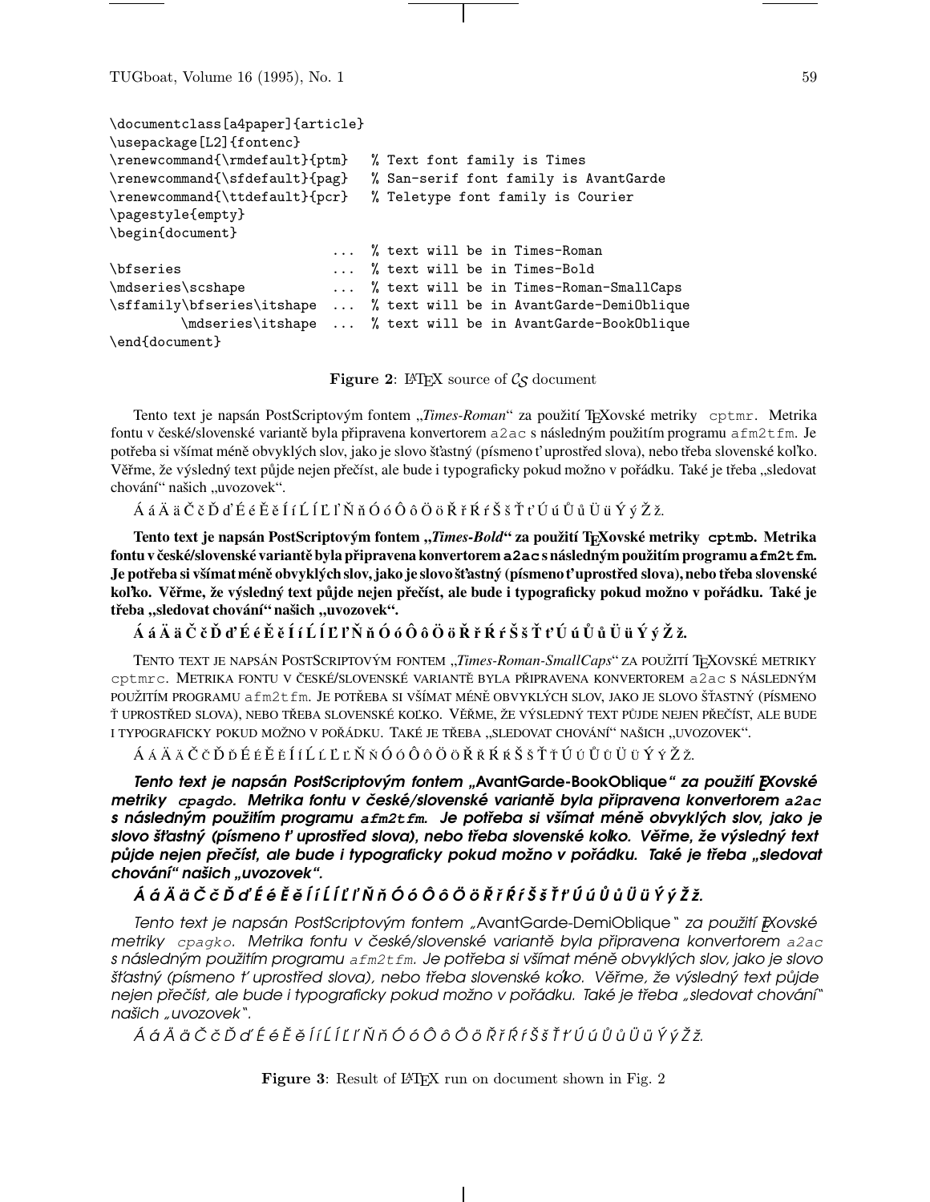```
\documentclass[a4paper]{article}
\usepackage[L2]{fontenc}
\renewcommand{\rmdefault}{ptm}   % Text font family is Times
\renewcommand{\sfdefault}{pag}   % San-serif font family is AvantGarde
\renewcommand{\ttdefault}{pcr}   % Teletype font family is Courier
\pagestyle{empty}
\begin{document}
                            ... % text will be in Times-Roman
\bfseries                   ... % text will be in Times-Bold
\mdseries\scshape           ... % text will be in Times-Roman-SmallCaps
\sffamily\bfseries\itshape  ... % text will be in AvantGarde-DemiOblique
        \mdseries\itshape   ... % text will be in AvantGarde-BookOblique
\end{document}
```

**Figure 2**: LaTeX source of $\mathcal{CS}$ document

Tento text je napsán PostScriptovým fontem „*Times-Roman*" za použití TEXovské metriky `cptmr`. Metrika fontu v české/slovenské variantě byla připravena konvertorem `a2ac` s následným použitím programu `afm2tfm`. Je potřeba si všímat méně obvyklých slov, jako je slovo šťastný (písmeno ť uprostřed slova), nebo třeba slovenské koľko. Věřme, že výsledný text půjde nejen přečíst, ale bude i typograficky pokud možno v pořádku. Také je třeba „sledovat chování" našich „uvozovek".

Á á Ä ä Č č Ď ď É é Ě ě Í í Ĺ ĺ Ľ ľ Ň ň Ó ó Ô ô Ö ö Ř ř Ŕ ŕ Š š Ť ť Ú ú Ů ů Ü ü Ý ý Ž ž.

**Tento text je napsán PostScriptovým fontem „*Times-Bold*" za použití TEXovské metriky `cptmb`. Metrika fontu v české/slovenské variantě byla připravena konvertorem `a2ac` s následným použitím programu `afm2tfm`. Je potřeba si všímat méně obvyklých slov, jako je slovo šťastný (písmeno ť uprostřed slova), nebo třeba slovenské koľko. Věřme, že výsledný text půjde nejen přečíst, ale bude i typograficky pokud možno v pořádku. Také je třeba „sledovat chování" našich „uvozovek".**

**Á á Ä ä Č č Ď ď É é Ě ě Í í Ĺ ĺ Ľ ľ Ň ň Ó ó Ô ô Ö ö Ř ř Ŕ ŕ Š š Ť ť Ú ú Ů ů Ü ü Ý ý Ž ž.**

TENTO TEXT JE NAPSÁN POSTSCRIPTOVÝM FONTEM „*Times-Roman-SmallCaps*" ZA POUŽITÍ TEXOVSKÉ METRIKY `cptmrc`. METRIKA FONTU V ČESKÉ/SLOVENSKÉ VARIANTĚ BYLA PŘIPRAVENA KONVERTOREM `a2ac` S NÁSLEDNÝM POUŽITÍM PROGRAMU `afm2tfm`. JE POTŘEBA SI VŠÍMAT MÉNĚ OBVYKLÝCH SLOV, JAKO JE SLOVO ŠŤASTNÝ (PÍSMENO Ť UPROSTŘED SLOVA), NEBO TŘEBA SLOVENSKÉ KOĽKO. VĚŘME, ŽE VÝSLEDNÝ TEXT PŮJDE NEJEN PŘEČÍST, ALE BUDE I TYPOGRAFICKY POKUD MOŽNO V POŘÁDKU. TAKÉ JE TŘEBA „SLEDOVAT CHOVÁNÍ" NAŠICH „UVOZOVEK".

Á Á Ä Ä Č Č Ď Ď É É Ě Ě Í Í Ĺ Ĺ Ľ Ľ Ň Ň Ó Ó Ô Ô Ö Ö Ř Ř Ŕ Ŕ Š Š Ť Ť Ú Ú Ů Ů Ü Ü Ý Ý Ž ž.

***Tento text je napsán PostScriptovým fontem „AvantGarde-BookOblique" za použití TEXovské metriky `cpagdo`. Metrika fontu v české/slovenské variantě byla připravena konvertorem `a2ac` s následným použitím programu `afm2tfm`. Je potřeba si všímat méně obvyklých slov, jako je slovo šťastný (písmeno ť uprostřed slova), nebo třeba slovenské koľko. Věřme, že výsledný text půjde nejen přečíst, ale bude i typograficky pokud možno v pořádku. Také je třeba „sledovat chování" našich „uvozovek".***

***Á á Ä ä Č č Ď ď É é Ě ě Í í Ĺ ĺ Ľ ľ Ň ň Ó ó Ô ô Ö ö Ř ř Ŕ ŕ Š š Ť ť Ú ú Ů ů Ü ü Ý ý Ž ž.***

*Tento text je napsán PostScriptovým fontem „AvantGarde-DemiOblique" za použití TEXovské metriky `cpagko`. Metrika fontu v české/slovenské variantě byla připravena konvertorem `a2ac` s následným použitím programu `afm2tfm`. Je potřeba si všímat méně obvyklých slov, jako je slovo šťastný (písmeno ť uprostřed slova), nebo třeba slovenské koľko. Věřme, že výsledný text půjde nejen přečíst, ale bude i typograficky pokud možno v pořádku. Také je třeba „sledovat chování" našich „uvozovek".*

*Á á Ä ä Č č Ď ď É é Ě ě Í í Ĺ ĺ Ľ ľ Ň ň Ó ó Ô ô Ö ö Ř ř Ŕ ŕ Š š Ť ť Ú ú Ů ů Ü ü Ý ý Ž ž.*

**Figure 3**: Result of LaTeX run on document shown in Fig. 2